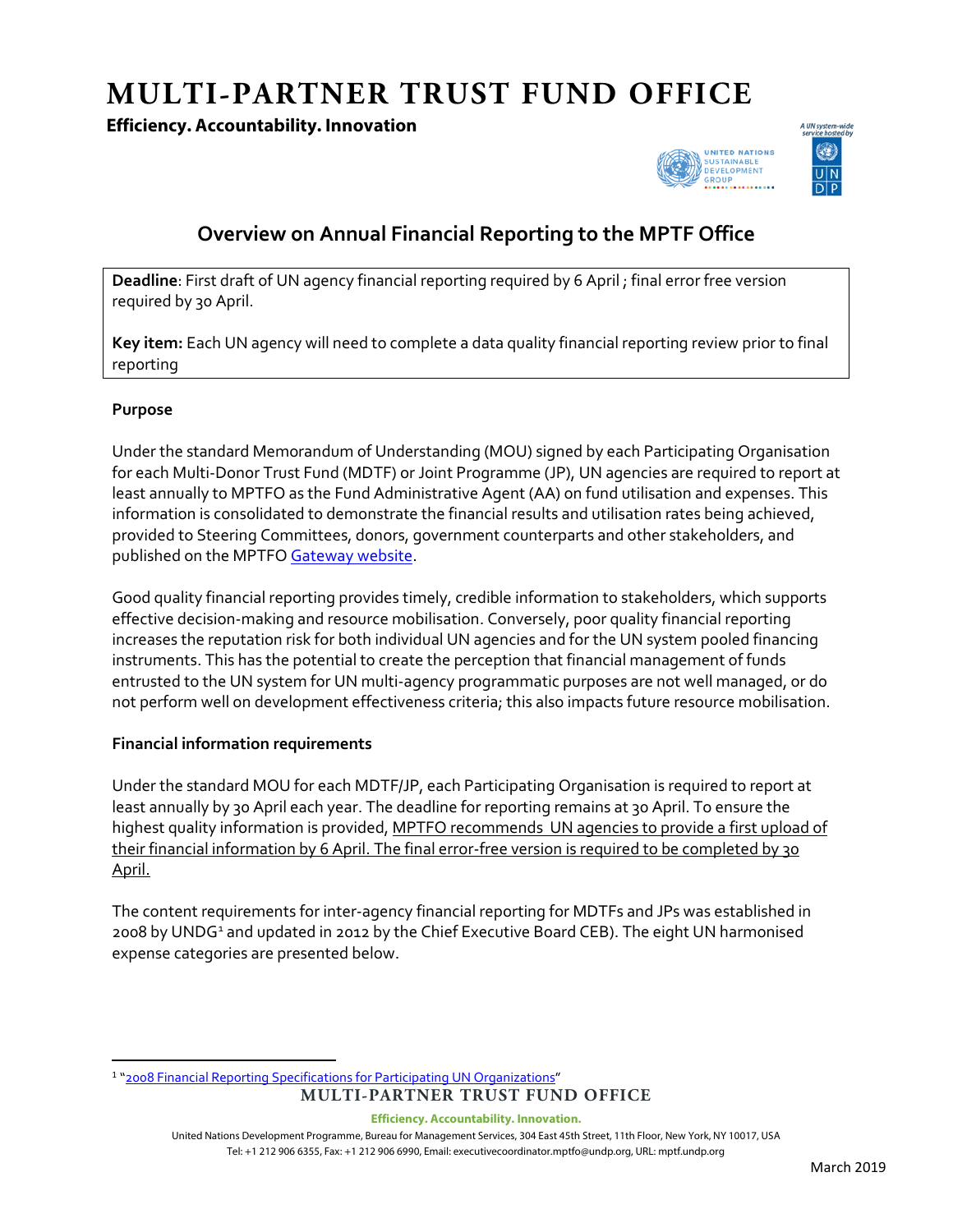# MULTI-PARTNER TRUST FUND OFFICE

**Efficiency. Accountability. Innovation**

## Overview on Annual Financial Reporting to the MPTF Office

**Deadline**: First draft of UN agency financial reporting required by 6 April ; final error free version required by 30 April.

**Key item:** Each UN agency will need to complete a data quality financial reporting review prior to final reporting

### Purpose

Under the standard Memorandum of Understanding (MOU) signed by each Participating Organisation for each Multi-Donor Trust Fund (MDTF) or Joint Programme (JP), UN agencies are required to report at least annually to MPTFO as the Fund Administrative Agent (AA) on fund utilisation and expenses. This information is consolidated to demonstrate the financial results and utilisation rates being achieved, provided to Steering Committees, donors, government counterparts and other stakeholders, and published on the MPTFO Gateway website.

Good quality financial reporting provides timely, credible information to stakeholders, which supports effective decision-making and resource mobilisation. Conversely, poor quality financial reporting increases the reputation risk for both individual UN agencies and for the UN system pooled financing instruments. This has the potential to create the perception that financial management of funds entrusted to the UN system for UN multi-agency programmatic purposes are not well managed, or do not perform well on development effectiveness criteria; this also impacts future resource mobilisation.

### Financial information requirements

Under the standard MOU for each MDTF/JP, each Participating Organisation is required to report at least annually by 30 April each year. The deadline for reporting remains at 30 April. To ensure the highest quality information is provided, MPTFO recommends UN agencies to provide a first upload of their financial information by 6 April. The final error-free version is required to be completed by 30 April.

The content requirements for inter-agency financial reporting for MDTFs and JPs was established in 2008 by UNDG[1] and updated in 2012 by the Chief Executive Board CEB). The eight UN harmonised expense categories are presented below.

[1] "2008 Financial Reporting Specifications for Participating UN Organizations"

March 2019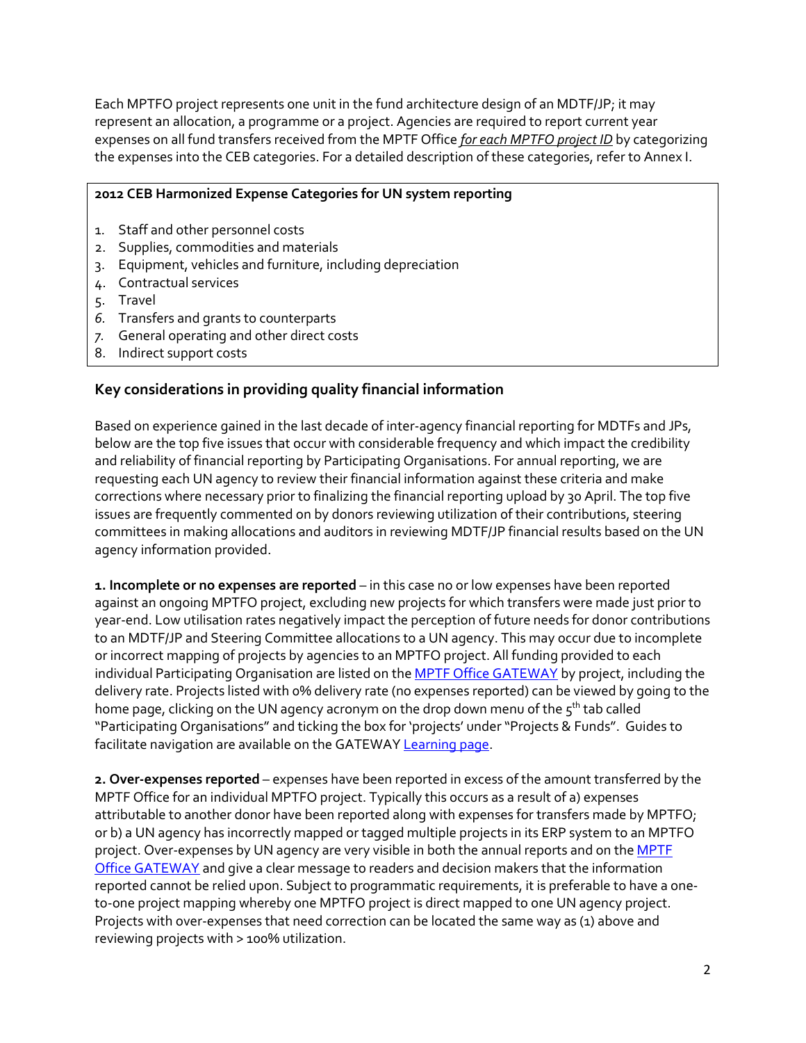Each MPTFO project represents one unit in the fund architecture design of an MDTF/JP; it may represent an allocation, a programme or a project. Agencies are required to report current year expenses on all fund transfers received from the MPTF Office ***for each MPTFO project ID*** by categorizing the expenses into the CEB categories. For a detailed description of these categories, refer to Annex I.

**2012 CEB Harmonized Expense Categories for UN system reporting**

1. Staff and other personnel costs
2. Supplies, commodities and materials
3. Equipment, vehicles and furniture, including depreciation
4. Contractual services
5. Travel
6. Transfers and grants to counterparts
7. General operating and other direct costs
8. Indirect support costs

## Key considerations in providing quality financial information

Based on experience gained in the last decade of inter-agency financial reporting for MDTFs and JPs, below are the top five issues that occur with considerable frequency and which impact the credibility and reliability of financial reporting by Participating Organisations. For annual reporting, we are requesting each UN agency to review their financial information against these criteria and make corrections where necessary prior to finalizing the financial reporting upload by 30 April. The top five issues are frequently commented on by donors reviewing utilization of their contributions, steering committees in making allocations and auditors in reviewing MDTF/JP financial results based on the UN agency information provided.

**1. Incomplete or no expenses are reported** – in this case no or low expenses have been reported against an ongoing MPTFO project, excluding new projects for which transfers were made just prior to year-end. Low utilisation rates negatively impact the perception of future needs for donor contributions to an MDTF/JP and Steering Committee allocations to a UN agency. This may occur due to incomplete or incorrect mapping of projects by agencies to an MPTFO project. All funding provided to each individual Participating Organisation are listed on the MPTF Office GATEWAY by project, including the delivery rate. Projects listed with 0% delivery rate (no expenses reported) can be viewed by going to the home page, clicking on the UN agency acronym on the drop down menu of the 5th tab called "Participating Organisations" and ticking the box for 'projects' under "Projects & Funds". Guides to facilitate navigation are available on the GATEWAY Learning page.

**2. Over-expenses reported** – expenses have been reported in excess of the amount transferred by the MPTF Office for an individual MPTFO project. Typically this occurs as a result of a) expenses attributable to another donor have been reported along with expenses for transfers made by MPTFO; or b) a UN agency has incorrectly mapped or tagged multiple projects in its ERP system to an MPTFO project. Over-expenses by UN agency are very visible in both the annual reports and on the MPTF Office GATEWAY and give a clear message to readers and decision makers that the information reported cannot be relied upon. Subject to programmatic requirements, it is preferable to have a one-to-one project mapping whereby one MPTFO project is direct mapped to one UN agency project. Projects with over-expenses that need correction can be located the same way as (1) above and reviewing projects with > 100% utilization.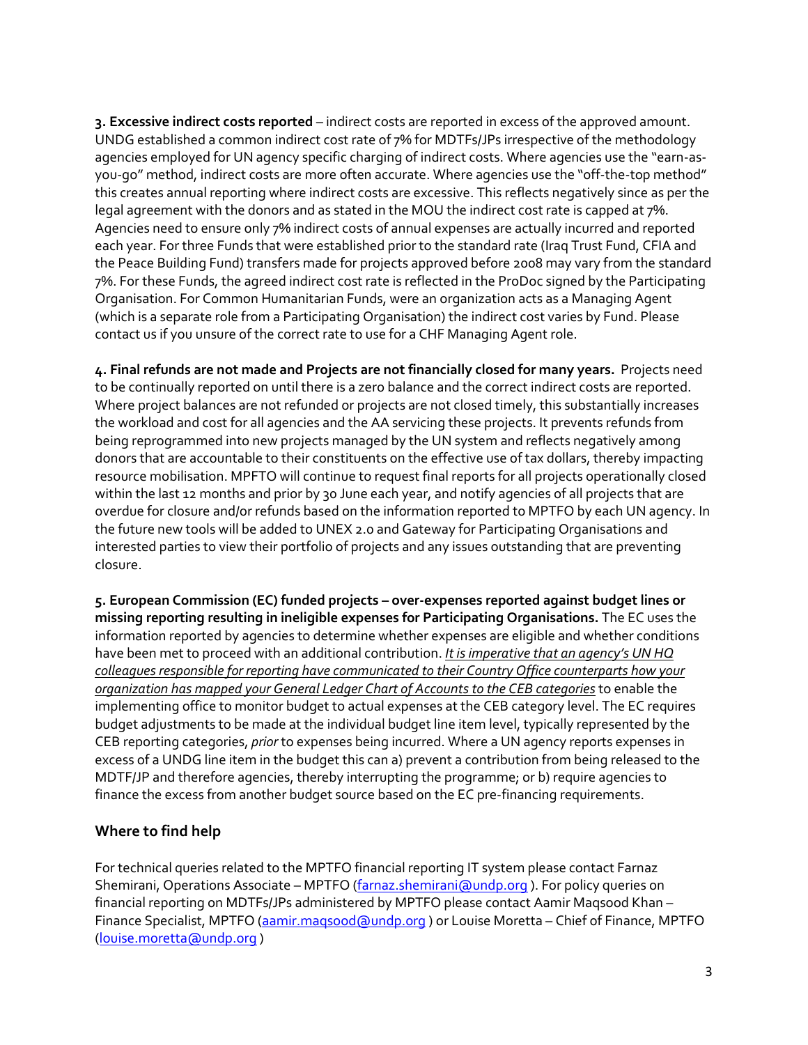**3. Excessive indirect costs reported** – indirect costs are reported in excess of the approved amount. UNDG established a common indirect cost rate of 7% for MDTFs/JPs irrespective of the methodology agencies employed for UN agency specific charging of indirect costs. Where agencies use the "earn-as-you-go" method, indirect costs are more often accurate. Where agencies use the "off-the-top method" this creates annual reporting where indirect costs are excessive. This reflects negatively since as per the legal agreement with the donors and as stated in the MOU the indirect cost rate is capped at 7%. Agencies need to ensure only 7% indirect costs of annual expenses are actually incurred and reported each year. For three Funds that were established prior to the standard rate (Iraq Trust Fund, CFIA and the Peace Building Fund) transfers made for projects approved before 2008 may vary from the standard 7%. For these Funds, the agreed indirect cost rate is reflected in the ProDoc signed by the Participating Organisation. For Common Humanitarian Funds, were an organization acts as a Managing Agent (which is a separate role from a Participating Organisation) the indirect cost varies by Fund. Please contact us if you unsure of the correct rate to use for a CHF Managing Agent role.

**4. Final refunds are not made and Projects are not financially closed for many years.** Projects need to be continually reported on until there is a zero balance and the correct indirect costs are reported. Where project balances are not refunded or projects are not closed timely, this substantially increases the workload and cost for all agencies and the AA servicing these projects. It prevents refunds from being reprogrammed into new projects managed by the UN system and reflects negatively among donors that are accountable to their constituents on the effective use of tax dollars, thereby impacting resource mobilisation. MPFTO will continue to request final reports for all projects operationally closed within the last 12 months and prior by 30 June each year, and notify agencies of all projects that are overdue for closure and/or refunds based on the information reported to MPTFO by each UN agency. In the future new tools will be added to UNEX 2.0 and Gateway for Participating Organisations and interested parties to view their portfolio of projects and any issues outstanding that are preventing closure.

**5. European Commission (EC) funded projects – over-expenses reported against budget lines or missing reporting resulting in ineligible expenses for Participating Organisations.** The EC uses the information reported by agencies to determine whether expenses are eligible and whether conditions have been met to proceed with an additional contribution. *It is imperative that an agency's UN HQ colleagues responsible for reporting have communicated to their Country Office counterparts how your organization has mapped your General Ledger Chart of Accounts to the CEB categories* to enable the implementing office to monitor budget to actual expenses at the CEB category level. The EC requires budget adjustments to be made at the individual budget line item level, typically represented by the CEB reporting categories, *prior* to expenses being incurred. Where a UN agency reports expenses in excess of a UNDG line item in the budget this can a) prevent a contribution from being released to the MDTF/JP and therefore agencies, thereby interrupting the programme; or b) require agencies to finance the excess from another budget source based on the EC pre-financing requirements.

## Where to find help

For technical queries related to the MPTFO financial reporting IT system please contact Farnaz Shemirani, Operations Associate – MPTFO (farnaz.shemirani@undp.org ). For policy queries on financial reporting on MDTFs/JPs administered by MPTFO please contact Aamir Maqsood Khan – Finance Specialist, MPTFO (aamir.maqsood@undp.org ) or Louise Moretta – Chief of Finance, MPTFO (louise.moretta@undp.org )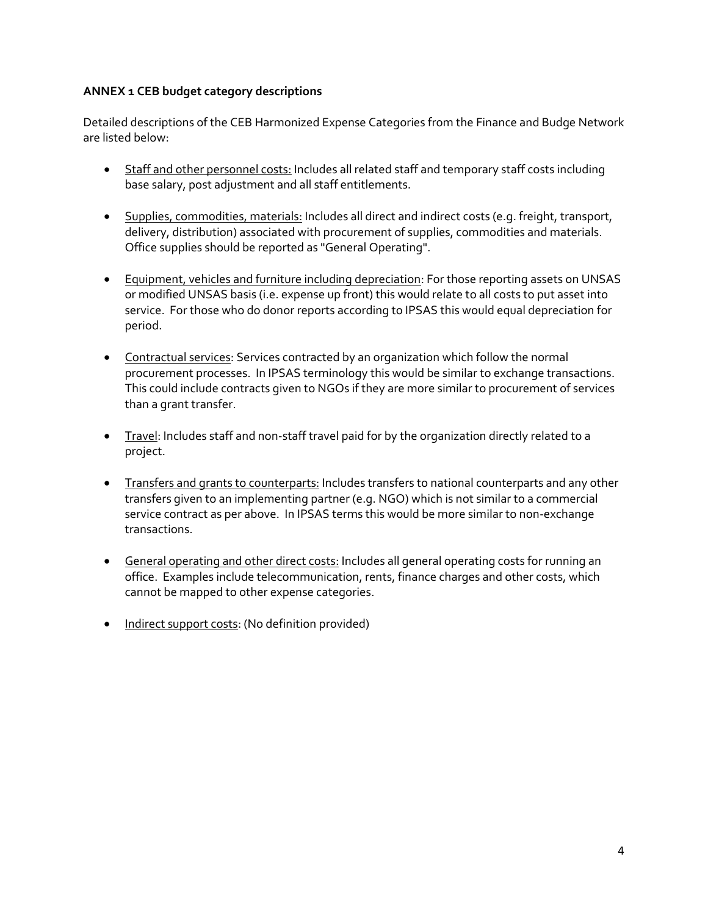**ANNEX 1 CEB budget category descriptions**

Detailed descriptions of the CEB Harmonized Expense Categories from the Finance and Budge Network are listed below:

- <u>Staff and other personnel costs:</u> Includes all related staff and temporary staff costs including base salary, post adjustment and all staff entitlements.

- <u>Supplies, commodities, materials:</u> Includes all direct and indirect costs (e.g. freight, transport, delivery, distribution) associated with procurement of supplies, commodities and materials. Office supplies should be reported as "General Operating".

- <u>Equipment, vehicles and furniture including depreciation</u>: For those reporting assets on UNSAS or modified UNSAS basis (i.e. expense up front) this would relate to all costs to put asset into service. For those who do donor reports according to IPSAS this would equal depreciation for period.

- <u>Contractual services</u>: Services contracted by an organization which follow the normal procurement processes. In IPSAS terminology this would be similar to exchange transactions. This could include contracts given to NGOs if they are more similar to procurement of services than a grant transfer.

- <u>Travel</u>: Includes staff and non-staff travel paid for by the organization directly related to a project.

- <u>Transfers and grants to counterparts:</u> Includes transfers to national counterparts and any other transfers given to an implementing partner (e.g. NGO) which is not similar to a commercial service contract as per above. In IPSAS terms this would be more similar to non-exchange transactions.

- <u>General operating and other direct costs:</u> Includes all general operating costs for running an office. Examples include telecommunication, rents, finance charges and other costs, which cannot be mapped to other expense categories.

- <u>Indirect support costs</u>: (No definition provided)